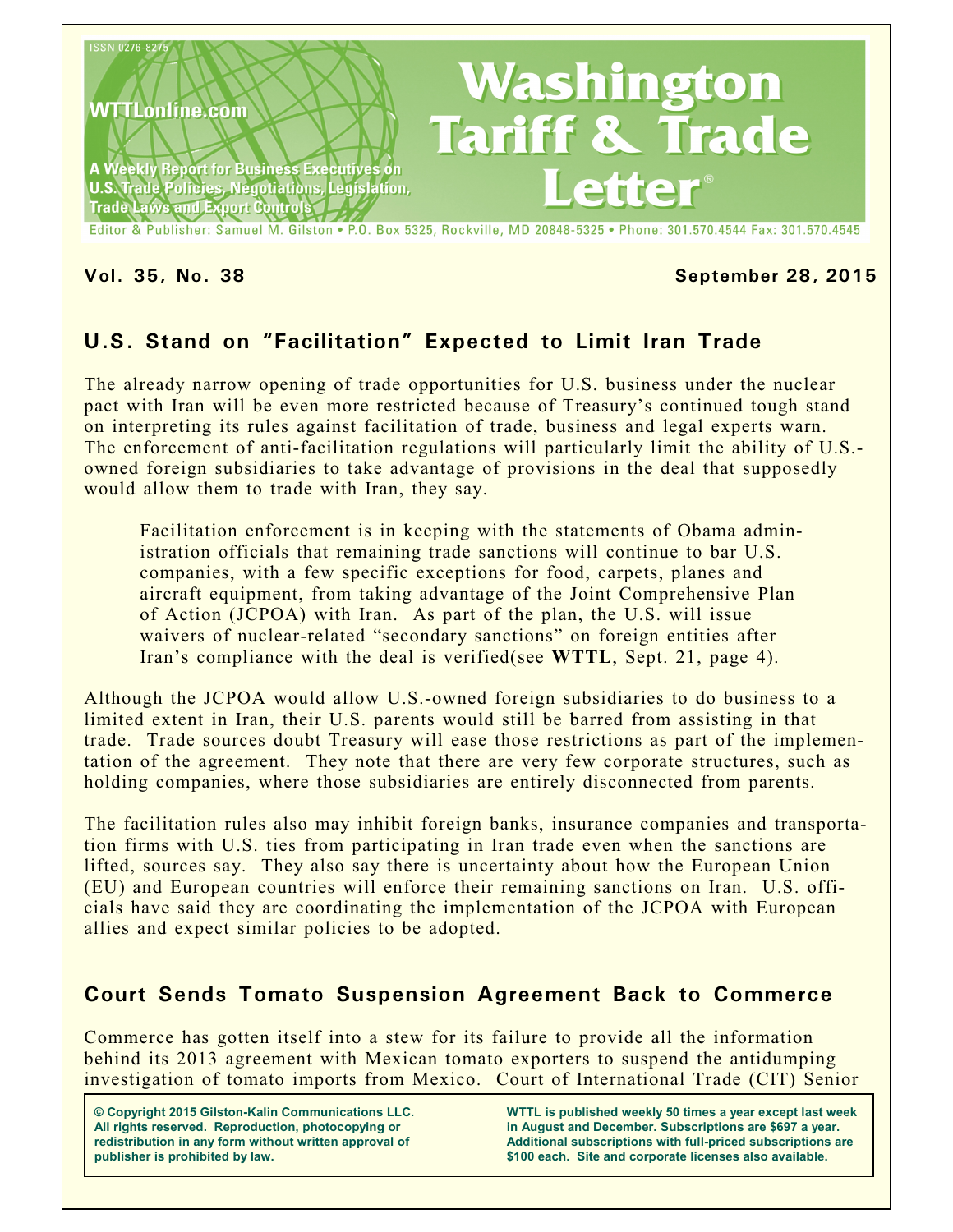ISSN 0276-8275

**WTTLonline.com**

A Weekly Report for Business Executives on U.S. Trade Policies, Negotiations, Legislation, Trade Laws and Export Controls

# Washington Tariff & Trade Letter®

Editor & Publisher: Samuel M. Gilston • P.O. Box 5325, Rockville, MD 20848-5325 • Phone: 301.570.4544 Fax: 301.570.4545

**Vol. 35, No. 38** **September 28, 2015**

## U.S. Stand on "Facilitation" Expected to Limit Iran Trade

The already narrow opening of trade opportunities for U.S. business under the nuclear pact with Iran will be even more restricted because of Treasury's continued tough stand on interpreting its rules against facilitation of trade, business and legal experts warn. The enforcement of anti-facilitation regulations will particularly limit the ability of U.S.-owned foreign subsidiaries to take advantage of provisions in the deal that supposedly would allow them to trade with Iran, they say.

> Facilitation enforcement is in keeping with the statements of Obama administration officials that remaining trade sanctions will continue to bar U.S. companies, with a few specific exceptions for food, carpets, planes and aircraft equipment, from taking advantage of the Joint Comprehensive Plan of Action (JCPOA) with Iran. As part of the plan, the U.S. will issue waivers of nuclear-related "secondary sanctions" on foreign entities after Iran's compliance with the deal is verified(see **WTTL**, Sept. 21, page 4).

Although the JCPOA would allow U.S.-owned foreign subsidiaries to do business to a limited extent in Iran, their U.S. parents would still be barred from assisting in that trade. Trade sources doubt Treasury will ease those restrictions as part of the implementation of the agreement. They note that there are very few corporate structures, such as holding companies, where those subsidiaries are entirely disconnected from parents.

The facilitation rules also may inhibit foreign banks, insurance companies and transportation firms with U.S. ties from participating in Iran trade even when the sanctions are lifted, sources say. They also say there is uncertainty about how the European Union (EU) and European countries will enforce their remaining sanctions on Iran. U.S. officials have said they are coordinating the implementation of the JCPOA with European allies and expect similar policies to be adopted.

## Court Sends Tomato Suspension Agreement Back to Commerce

Commerce has gotten itself into a stew for its failure to provide all the information behind its 2013 agreement with Mexican tomato exporters to suspend the antidumping investigation of tomato imports from Mexico. Court of International Trade (CIT) Senior

**© Copyright 2015 Gilston-Kalin Communications LLC. All rights reserved. Reproduction, photocopying or redistribution in any form without written approval of publisher is prohibited by law.**

**WTTL is published weekly 50 times a year except last week in August and December. Subscriptions are $697 a year. Additional subscriptions with full-priced subscriptions are $100 each. Site and corporate licenses also available.**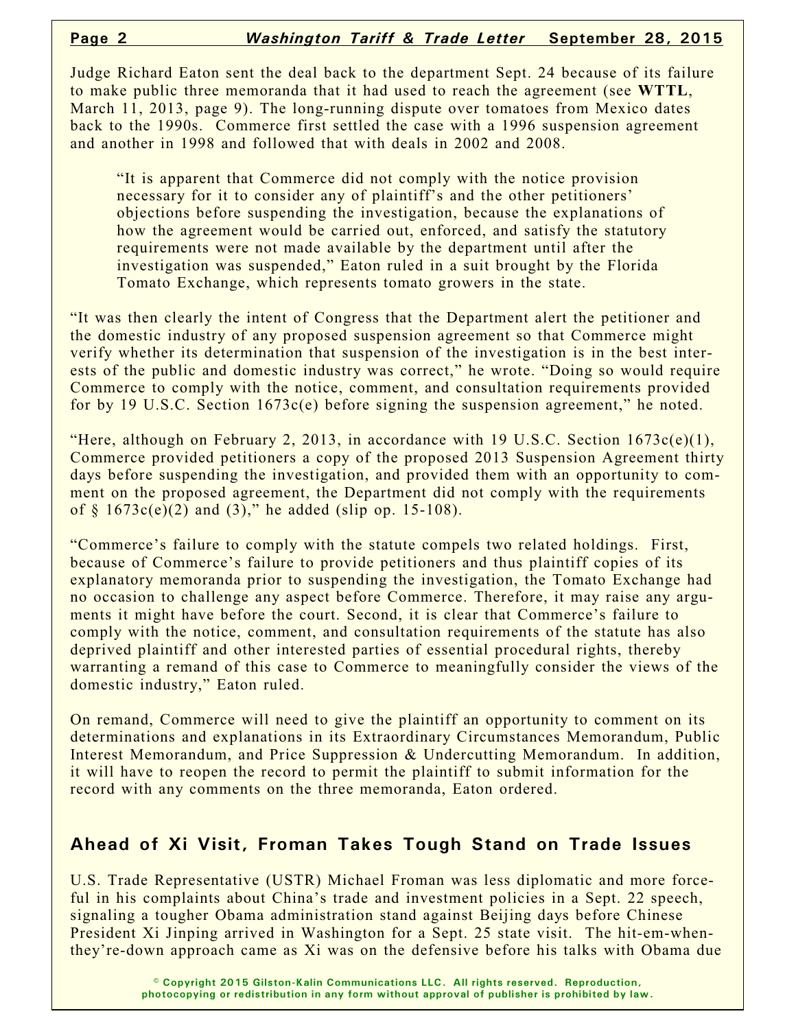Judge Richard Eaton sent the deal back to the department Sept. 24 because of its failure to make public three memoranda that it had used to reach the agreement (see **WTTL**, March 11, 2013, page 9). The long-running dispute over tomatoes from Mexico dates back to the 1990s. Commerce first settled the case with a 1996 suspension agreement and another in 1998 and followed that with deals in 2002 and 2008.

> "It is apparent that Commerce did not comply with the notice provision necessary for it to consider any of plaintiff's and the other petitioners' objections before suspending the investigation, because the explanations of how the agreement would be carried out, enforced, and satisfy the statutory requirements were not made available by the department until after the investigation was suspended," Eaton ruled in a suit brought by the Florida Tomato Exchange, which represents tomato growers in the state.

"It was then clearly the intent of Congress that the Department alert the petitioner and the domestic industry of any proposed suspension agreement so that Commerce might verify whether its determination that suspension of the investigation is in the best interests of the public and domestic industry was correct," he wrote. "Doing so would require Commerce to comply with the notice, comment, and consultation requirements provided for by 19 U.S.C. Section 1673c(e) before signing the suspension agreement," he noted.

"Here, although on February 2, 2013, in accordance with 19 U.S.C. Section 1673c(e)(1), Commerce provided petitioners a copy of the proposed 2013 Suspension Agreement thirty days before suspending the investigation, and provided them with an opportunity to comment on the proposed agreement, the Department did not comply with the requirements of § 1673c(e)(2) and (3)," he added (slip op. 15-108).

"Commerce's failure to comply with the statute compels two related holdings. First, because of Commerce's failure to provide petitioners and thus plaintiff copies of its explanatory memoranda prior to suspending the investigation, the Tomato Exchange had no occasion to challenge any aspect before Commerce. Therefore, it may raise any arguments it might have before the court. Second, it is clear that Commerce's failure to comply with the notice, comment, and consultation requirements of the statute has also deprived plaintiff and other interested parties of essential procedural rights, thereby warranting a remand of this case to Commerce to meaningfully consider the views of the domestic industry," Eaton ruled.

On remand, Commerce will need to give the plaintiff an opportunity to comment on its determinations and explanations in its Extraordinary Circumstances Memorandum, Public Interest Memorandum, and Price Suppression & Undercutting Memorandum. In addition, it will have to reopen the record to permit the plaintiff to submit information for the record with any comments on the three memoranda, Eaton ordered.

## Ahead of Xi Visit, Froman Takes Tough Stand on Trade Issues

U.S. Trade Representative (USTR) Michael Froman was less diplomatic and more forceful in his complaints about China's trade and investment policies in a Sept. 22 speech, signaling a tougher Obama administration stand against Beijing days before Chinese President Xi Jinping arrived in Washington for a Sept. 25 state visit. The hit-em-when-they're-down approach came as Xi was on the defensive before his talks with Obama due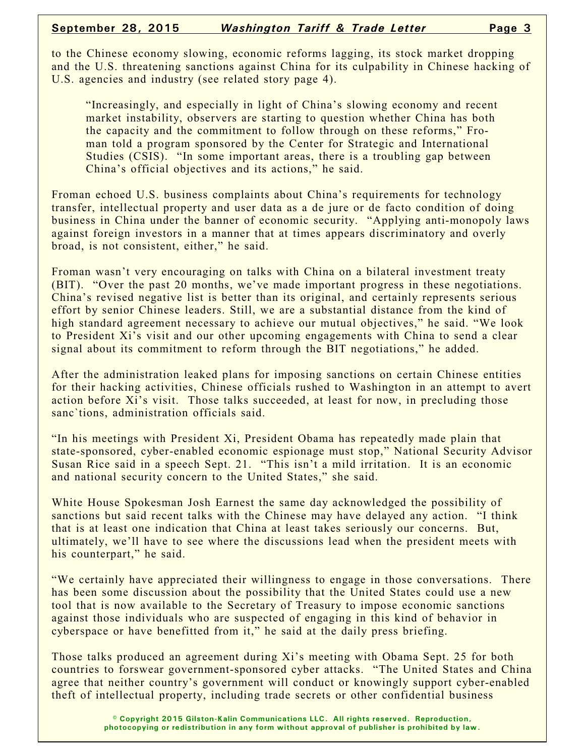to the Chinese economy slowing, economic reforms lagging, its stock market dropping and the U.S. threatening sanctions against China for its culpability in Chinese hacking of U.S. agencies and industry (see related story page 4).

> "Increasingly, and especially in light of China's slowing economy and recent market instability, observers are starting to question whether China has both the capacity and the commitment to follow through on these reforms," Froman told a program sponsored by the Center for Strategic and International Studies (CSIS). "In some important areas, there is a troubling gap between China's official objectives and its actions," he said.

Froman echoed U.S. business complaints about China's requirements for technology transfer, intellectual property and user data as a de jure or de facto condition of doing business in China under the banner of economic security. "Applying anti-monopoly laws against foreign investors in a manner that at times appears discriminatory and overly broad, is not consistent, either," he said.

Froman wasn't very encouraging on talks with China on a bilateral investment treaty (BIT). "Over the past 20 months, we've made important progress in these negotiations. China's revised negative list is better than its original, and certainly represents serious effort by senior Chinese leaders. Still, we are a substantial distance from the kind of high standard agreement necessary to achieve our mutual objectives," he said. "We look to President Xi's visit and our other upcoming engagements with China to send a clear signal about its commitment to reform through the BIT negotiations," he added.

After the administration leaked plans for imposing sanctions on certain Chinese entities for their hacking activities, Chinese officials rushed to Washington in an attempt to avert action before Xi's visit. Those talks succeeded, at least for now, in precluding those sanc`tions, administration officials said.

"In his meetings with President Xi, President Obama has repeatedly made plain that state-sponsored, cyber-enabled economic espionage must stop," National Security Advisor Susan Rice said in a speech Sept. 21. "This isn't a mild irritation. It is an economic and national security concern to the United States," she said.

White House Spokesman Josh Earnest the same day acknowledged the possibility of sanctions but said recent talks with the Chinese may have delayed any action. "I think that is at least one indication that China at least takes seriously our concerns. But, ultimately, we'll have to see where the discussions lead when the president meets with his counterpart," he said.

"We certainly have appreciated their willingness to engage in those conversations. There has been some discussion about the possibility that the United States could use a new tool that is now available to the Secretary of Treasury to impose economic sanctions against those individuals who are suspected of engaging in this kind of behavior in cyberspace or have benefitted from it," he said at the daily press briefing.

Those talks produced an agreement during Xi's meeting with Obama Sept. 25 for both countries to forswear government-sponsored cyber attacks. "The United States and China agree that neither country's government will conduct or knowingly support cyber-enabled theft of intellectual property, including trade secrets or other confidential business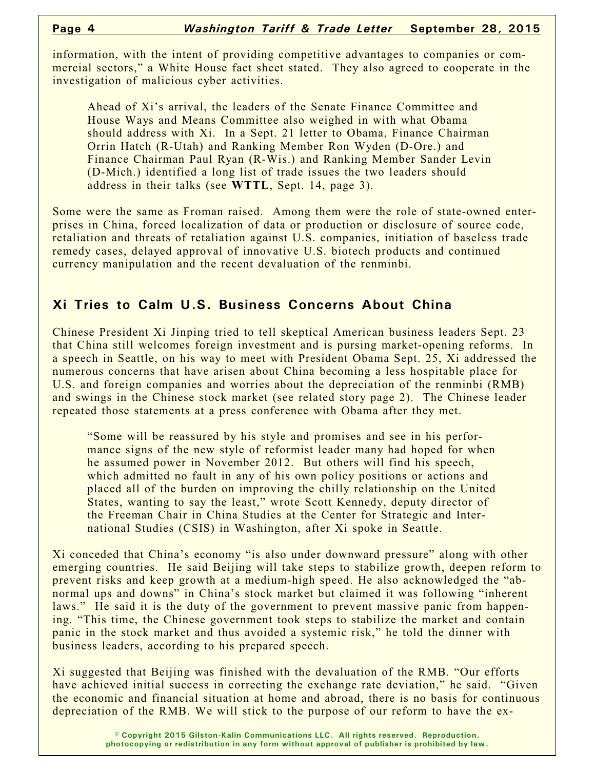information, with the intent of providing competitive advantages to companies or commercial sectors," a White House fact sheet stated. They also agreed to cooperate in the investigation of malicious cyber activities.

> Ahead of Xi's arrival, the leaders of the Senate Finance Committee and House Ways and Means Committee also weighed in with what Obama should address with Xi. In a Sept. 21 letter to Obama, Finance Chairman Orrin Hatch (R-Utah) and Ranking Member Ron Wyden (D-Ore.) and Finance Chairman Paul Ryan (R-Wis.) and Ranking Member Sander Levin (D-Mich.) identified a long list of trade issues the two leaders should address in their talks (see **WTTL**, Sept. 14, page 3).

Some were the same as Froman raised. Among them were the role of state-owned enterprises in China, forced localization of data or production or disclosure of source code, retaliation and threats of retaliation against U.S. companies, initiation of baseless trade remedy cases, delayed approval of innovative U.S. biotech products and continued currency manipulation and the recent devaluation of the renminbi.

## Xi Tries to Calm U.S. Business Concerns About China

Chinese President Xi Jinping tried to tell skeptical American business leaders Sept. 23 that China still welcomes foreign investment and is pursing market-opening reforms. In a speech in Seattle, on his way to meet with President Obama Sept. 25, Xi addressed the numerous concerns that have arisen about China becoming a less hospitable place for U.S. and foreign companies and worries about the depreciation of the renminbi (RMB) and swings in the Chinese stock market (see related story page 2). The Chinese leader repeated those statements at a press conference with Obama after they met.

> "Some will be reassured by his style and promises and see in his performance signs of the new style of reformist leader many had hoped for when he assumed power in November 2012. But others will find his speech, which admitted no fault in any of his own policy positions or actions and placed all of the burden on improving the chilly relationship on the United States, wanting to say the least," wrote Scott Kennedy, deputy director of the Freeman Chair in China Studies at the Center for Strategic and International Studies (CSIS) in Washington, after Xi spoke in Seattle.

Xi conceded that China's economy "is also under downward pressure" along with other emerging countries. He said Beijing will take steps to stabilize growth, deepen reform to prevent risks and keep growth at a medium-high speed. He also acknowledged the "abnormal ups and downs" in China's stock market but claimed it was following "inherent laws." He said it is the duty of the government to prevent massive panic from happening. "This time, the Chinese government took steps to stabilize the market and contain panic in the stock market and thus avoided a systemic risk," he told the dinner with business leaders, according to his prepared speech.

Xi suggested that Beijing was finished with the devaluation of the RMB. "Our efforts have achieved initial success in correcting the exchange rate deviation," he said. "Given the economic and financial situation at home and abroad, there is no basis for continuous depreciation of the RMB. We will stick to the purpose of our reform to have the ex-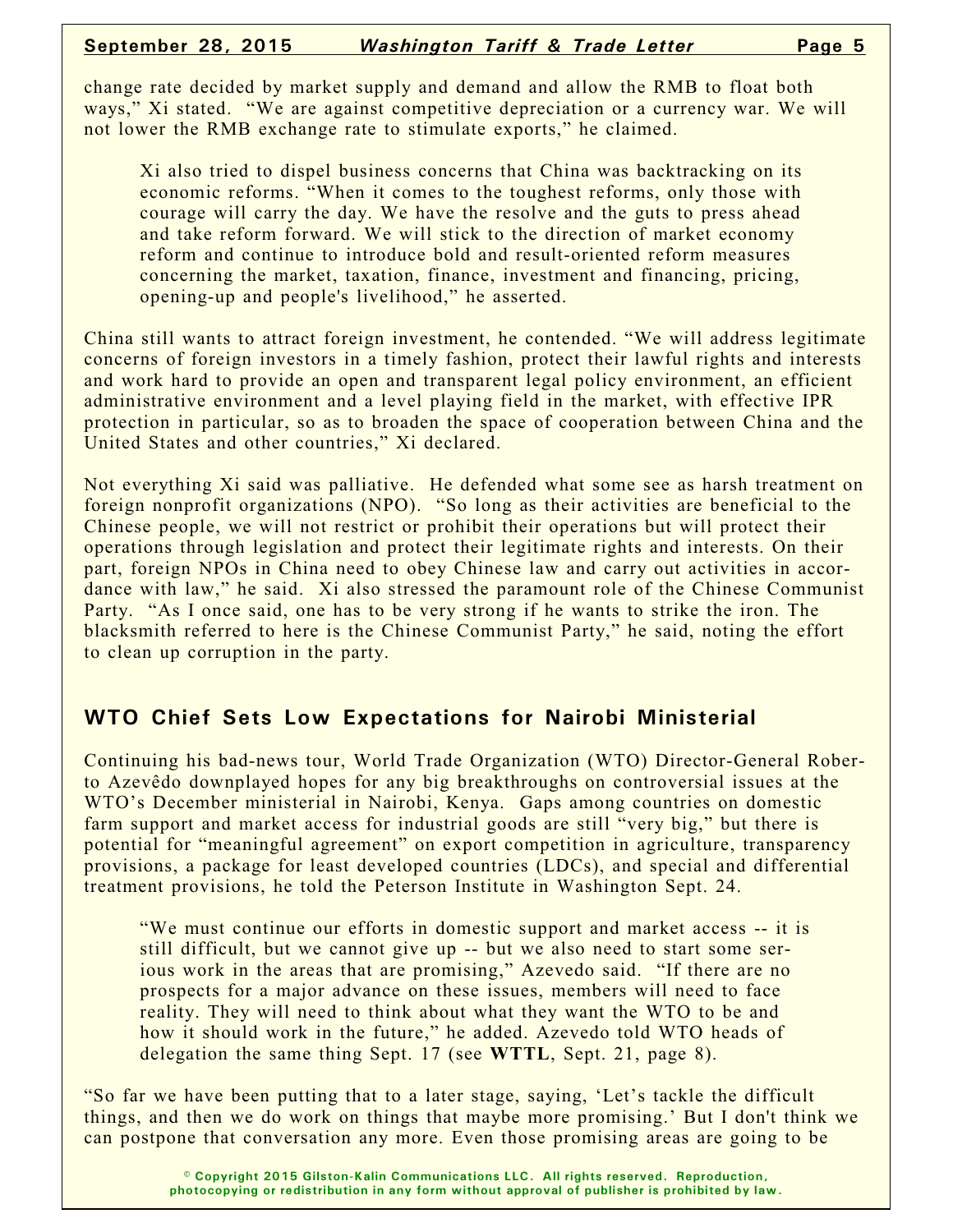change rate decided by market supply and demand and allow the RMB to float both ways," Xi stated. "We are against competitive depreciation or a currency war. We will not lower the RMB exchange rate to stimulate exports," he claimed.

> Xi also tried to dispel business concerns that China was backtracking on its economic reforms. "When it comes to the toughest reforms, only those with courage will carry the day. We have the resolve and the guts to press ahead and take reform forward. We will stick to the direction of market economy reform and continue to introduce bold and result-oriented reform measures concerning the market, taxation, finance, investment and financing, pricing, opening-up and people's livelihood," he asserted.

China still wants to attract foreign investment, he contended. "We will address legitimate concerns of foreign investors in a timely fashion, protect their lawful rights and interests and work hard to provide an open and transparent legal policy environment, an efficient administrative environment and a level playing field in the market, with effective IPR protection in particular, so as to broaden the space of cooperation between China and the United States and other countries," Xi declared.

Not everything Xi said was palliative. He defended what some see as harsh treatment on foreign nonprofit organizations (NPO). "So long as their activities are beneficial to the Chinese people, we will not restrict or prohibit their operations but will protect their operations through legislation and protect their legitimate rights and interests. On their part, foreign NPOs in China need to obey Chinese law and carry out activities in accordance with law," he said. Xi also stressed the paramount role of the Chinese Communist Party. "As I once said, one has to be very strong if he wants to strike the iron. The blacksmith referred to here is the Chinese Communist Party," he said, noting the effort to clean up corruption in the party.

## WTO Chief Sets Low Expectations for Nairobi Ministerial

Continuing his bad-news tour, World Trade Organization (WTO) Director-General Roberto Azevêdo downplayed hopes for any big breakthroughs on controversial issues at the WTO's December ministerial in Nairobi, Kenya. Gaps among countries on domestic farm support and market access for industrial goods are still "very big," but there is potential for "meaningful agreement" on export competition in agriculture, transparency provisions, a package for least developed countries (LDCs), and special and differential treatment provisions, he told the Peterson Institute in Washington Sept. 24.

> "We must continue our efforts in domestic support and market access -- it is still difficult, but we cannot give up -- but we also need to start some serious work in the areas that are promising," Azevedo said. "If there are no prospects for a major advance on these issues, members will need to face reality. They will need to think about what they want the WTO to be and how it should work in the future," he added. Azevedo told WTO heads of delegation the same thing Sept. 17 (see **WTTL**, Sept. 21, page 8).

"So far we have been putting that to a later stage, saying, 'Let's tackle the difficult things, and then we do work on things that maybe more promising.' But I don't think we can postpone that conversation any more. Even those promising areas are going to be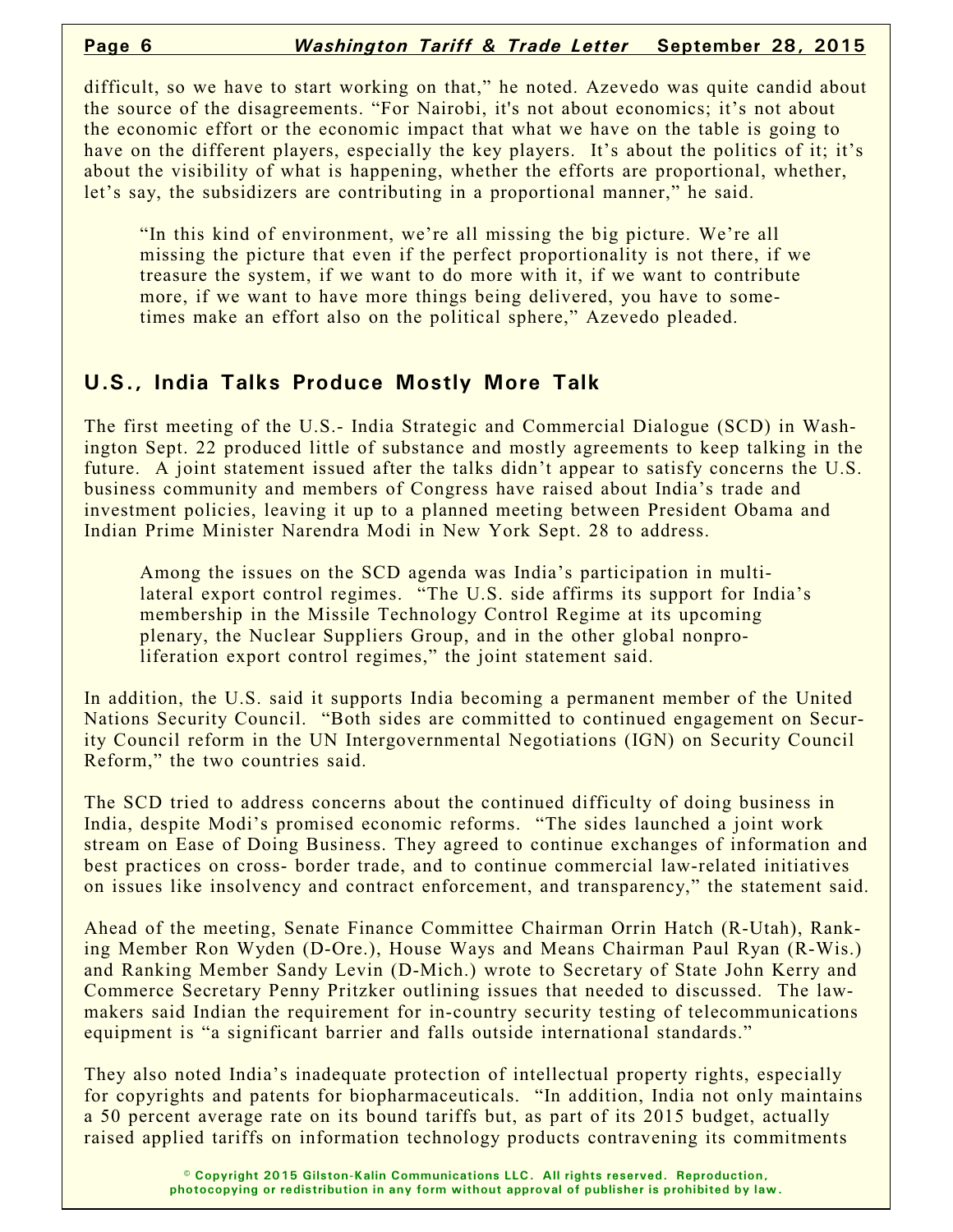difficult, so we have to start working on that," he noted. Azevedo was quite candid about the source of the disagreements. "For Nairobi, it's not about economics; it's not about the economic effort or the economic impact that what we have on the table is going to have on the different players, especially the key players. It's about the politics of it; it's about the visibility of what is happening, whether the efforts are proportional, whether, let's say, the subsidizers are contributing in a proportional manner," he said.

> "In this kind of environment, we're all missing the big picture. We're all missing the picture that even if the perfect proportionality is not there, if we treasure the system, if we want to do more with it, if we want to contribute more, if we want to have more things being delivered, you have to sometimes make an effort also on the political sphere," Azevedo pleaded.

## U.S., India Talks Produce Mostly More Talk

The first meeting of the U.S.- India Strategic and Commercial Dialogue (SCD) in Washington Sept. 22 produced little of substance and mostly agreements to keep talking in the future. A joint statement issued after the talks didn't appear to satisfy concerns the U.S. business community and members of Congress have raised about India's trade and investment policies, leaving it up to a planned meeting between President Obama and Indian Prime Minister Narendra Modi in New York Sept. 28 to address.

> Among the issues on the SCD agenda was India's participation in multilateral export control regimes. "The U.S. side affirms its support for India's membership in the Missile Technology Control Regime at its upcoming plenary, the Nuclear Suppliers Group, and in the other global nonproliferation export control regimes," the joint statement said.

In addition, the U.S. said it supports India becoming a permanent member of the United Nations Security Council. "Both sides are committed to continued engagement on Security Council reform in the UN Intergovernmental Negotiations (IGN) on Security Council Reform," the two countries said.

The SCD tried to address concerns about the continued difficulty of doing business in India, despite Modi's promised economic reforms. "The sides launched a joint work stream on Ease of Doing Business. They agreed to continue exchanges of information and best practices on cross- border trade, and to continue commercial law-related initiatives on issues like insolvency and contract enforcement, and transparency," the statement said.

Ahead of the meeting, Senate Finance Committee Chairman Orrin Hatch (R-Utah), Ranking Member Ron Wyden (D-Ore.), House Ways and Means Chairman Paul Ryan (R-Wis.) and Ranking Member Sandy Levin (D-Mich.) wrote to Secretary of State John Kerry and Commerce Secretary Penny Pritzker outlining issues that needed to discussed. The lawmakers said Indian the requirement for in-country security testing of telecommunications equipment is "a significant barrier and falls outside international standards."

They also noted India's inadequate protection of intellectual property rights, especially for copyrights and patents for biopharmaceuticals. "In addition, India not only maintains a 50 percent average rate on its bound tariffs but, as part of its 2015 budget, actually raised applied tariffs on information technology products contravening its commitments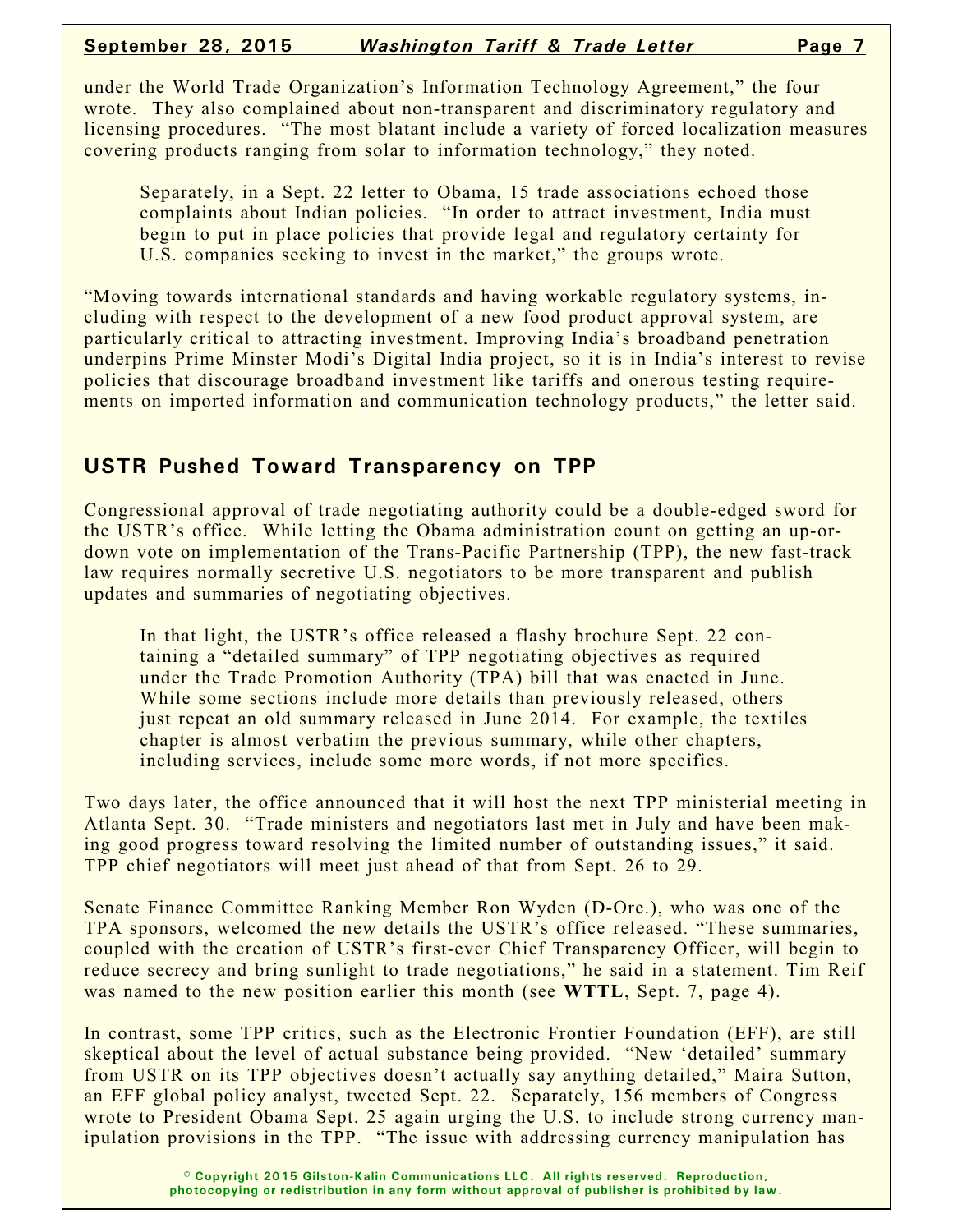under the World Trade Organization's Information Technology Agreement," the four wrote. They also complained about non-transparent and discriminatory regulatory and licensing procedures. "The most blatant include a variety of forced localization measures covering products ranging from solar to information technology," they noted.

Separately, in a Sept. 22 letter to Obama, 15 trade associations echoed those complaints about Indian policies. "In order to attract investment, India must begin to put in place policies that provide legal and regulatory certainty for U.S. companies seeking to invest in the market," the groups wrote.

"Moving towards international standards and having workable regulatory systems, including with respect to the development of a new food product approval system, are particularly critical to attracting investment. Improving India's broadband penetration underpins Prime Minster Modi's Digital India project, so it is in India's interest to revise policies that discourage broadband investment like tariffs and onerous testing requirements on imported information and communication technology products," the letter said.

## USTR Pushed Toward Transparency on TPP

Congressional approval of trade negotiating authority could be a double-edged sword for the USTR's office. While letting the Obama administration count on getting an up-or-down vote on implementation of the Trans-Pacific Partnership (TPP), the new fast-track law requires normally secretive U.S. negotiators to be more transparent and publish updates and summaries of negotiating objectives.

In that light, the USTR's office released a flashy brochure Sept. 22 containing a "detailed summary" of TPP negotiating objectives as required under the Trade Promotion Authority (TPA) bill that was enacted in June. While some sections include more details than previously released, others just repeat an old summary released in June 2014. For example, the textiles chapter is almost verbatim the previous summary, while other chapters, including services, include some more words, if not more specifics.

Two days later, the office announced that it will host the next TPP ministerial meeting in Atlanta Sept. 30. "Trade ministers and negotiators last met in July and have been making good progress toward resolving the limited number of outstanding issues," it said. TPP chief negotiators will meet just ahead of that from Sept. 26 to 29.

Senate Finance Committee Ranking Member Ron Wyden (D-Ore.), who was one of the TPA sponsors, welcomed the new details the USTR's office released. "These summaries, coupled with the creation of USTR's first-ever Chief Transparency Officer, will begin to reduce secrecy and bring sunlight to trade negotiations," he said in a statement. Tim Reif was named to the new position earlier this month (see **WTTL**, Sept. 7, page 4).

In contrast, some TPP critics, such as the Electronic Frontier Foundation (EFF), are still skeptical about the level of actual substance being provided. "New 'detailed' summary from USTR on its TPP objectives doesn't actually say anything detailed," Maira Sutton, an EFF global policy analyst, tweeted Sept. 22. Separately, 156 members of Congress wrote to President Obama Sept. 25 again urging the U.S. to include strong currency manipulation provisions in the TPP. "The issue with addressing currency manipulation has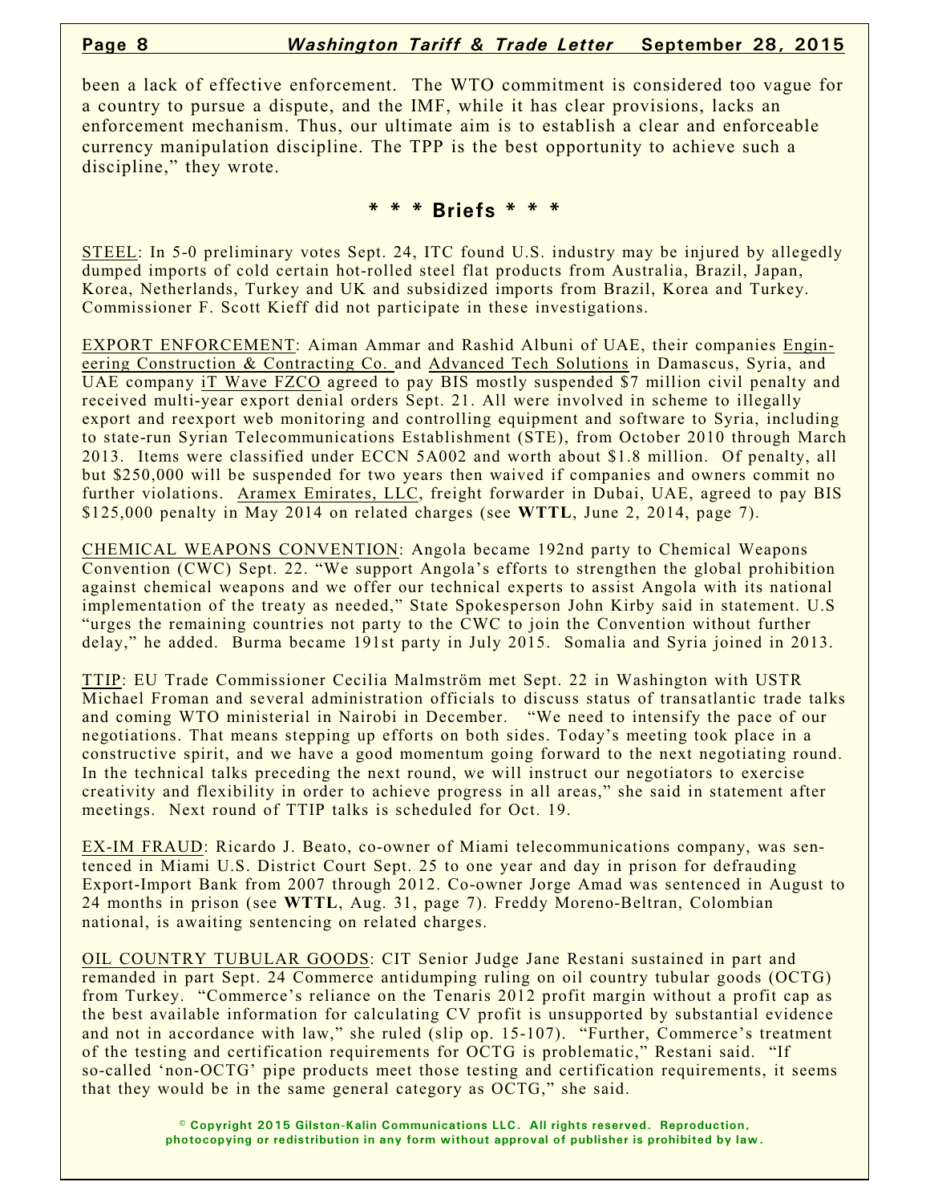been a lack of effective enforcement. The WTO commitment is considered too vague for a country to pursue a dispute, and the IMF, while it has clear provisions, lacks an enforcement mechanism. Thus, our ultimate aim is to establish a clear and enforceable currency manipulation discipline. The TPP is the best opportunity to achieve such a discipline," they wrote.

## * * * Briefs * * *

STEEL: In 5-0 preliminary votes Sept. 24, ITC found U.S. industry may be injured by allegedly dumped imports of cold certain hot-rolled steel flat products from Australia, Brazil, Japan, Korea, Netherlands, Turkey and UK and subsidized imports from Brazil, Korea and Turkey. Commissioner F. Scott Kieff did not participate in these investigations.

EXPORT ENFORCEMENT: Aiman Ammar and Rashid Albuni of UAE, their companies Engineering Construction & Contracting Co. and Advanced Tech Solutions in Damascus, Syria, and UAE company iT Wave FZCO agreed to pay BIS mostly suspended $7 million civil penalty and received multi-year export denial orders Sept. 21. All were involved in scheme to illegally export and reexport web monitoring and controlling equipment and software to Syria, including to state-run Syrian Telecommunications Establishment (STE), from October 2010 through March 2013. Items were classified under ECCN 5A002 and worth about $1.8 million. Of penalty, all but $250,000 will be suspended for two years then waived if companies and owners commit no further violations. Aramex Emirates, LLC, freight forwarder in Dubai, UAE, agreed to pay BIS $125,000 penalty in May 2014 on related charges (see **WTTL**, June 2, 2014, page 7).

CHEMICAL WEAPONS CONVENTION: Angola became 192nd party to Chemical Weapons Convention (CWC) Sept. 22. "We support Angola's efforts to strengthen the global prohibition against chemical weapons and we offer our technical experts to assist Angola with its national implementation of the treaty as needed," State Spokesperson John Kirby said in statement. U.S "urges the remaining countries not party to the CWC to join the Convention without further delay," he added. Burma became 191st party in July 2015. Somalia and Syria joined in 2013.

TTIP: EU Trade Commissioner Cecilia Malmström met Sept. 22 in Washington with USTR Michael Froman and several administration officials to discuss status of transatlantic trade talks and coming WTO ministerial in Nairobi in December. "We need to intensify the pace of our negotiations. That means stepping up efforts on both sides. Today's meeting took place in a constructive spirit, and we have a good momentum going forward to the next negotiating round. In the technical talks preceding the next round, we will instruct our negotiators to exercise creativity and flexibility in order to achieve progress in all areas," she said in statement after meetings. Next round of TTIP talks is scheduled for Oct. 19.

EX-IM FRAUD: Ricardo J. Beato, co-owner of Miami telecommunications company, was sentenced in Miami U.S. District Court Sept. 25 to one year and day in prison for defrauding Export-Import Bank from 2007 through 2012. Co-owner Jorge Amad was sentenced in August to 24 months in prison (see **WTTL**, Aug. 31, page 7). Freddy Moreno-Beltran, Colombian national, is awaiting sentencing on related charges.

OIL COUNTRY TUBULAR GOODS: CIT Senior Judge Jane Restani sustained in part and remanded in part Sept. 24 Commerce antidumping ruling on oil country tubular goods (OCTG) from Turkey. "Commerce's reliance on the Tenaris 2012 profit margin without a profit cap as the best available information for calculating CV profit is unsupported by substantial evidence and not in accordance with law," she ruled (slip op. 15-107). "Further, Commerce's treatment of the testing and certification requirements for OCTG is problematic," Restani said. "If so-called 'non-OCTG' pipe products meet those testing and certification requirements, it seems that they would be in the same general category as OCTG," she said.

© Copyright 2015 Gilston-Kalin Communications LLC. All rights reserved. Reproduction, photocopying or redistribution in any form without approval of publisher is prohibited by law.